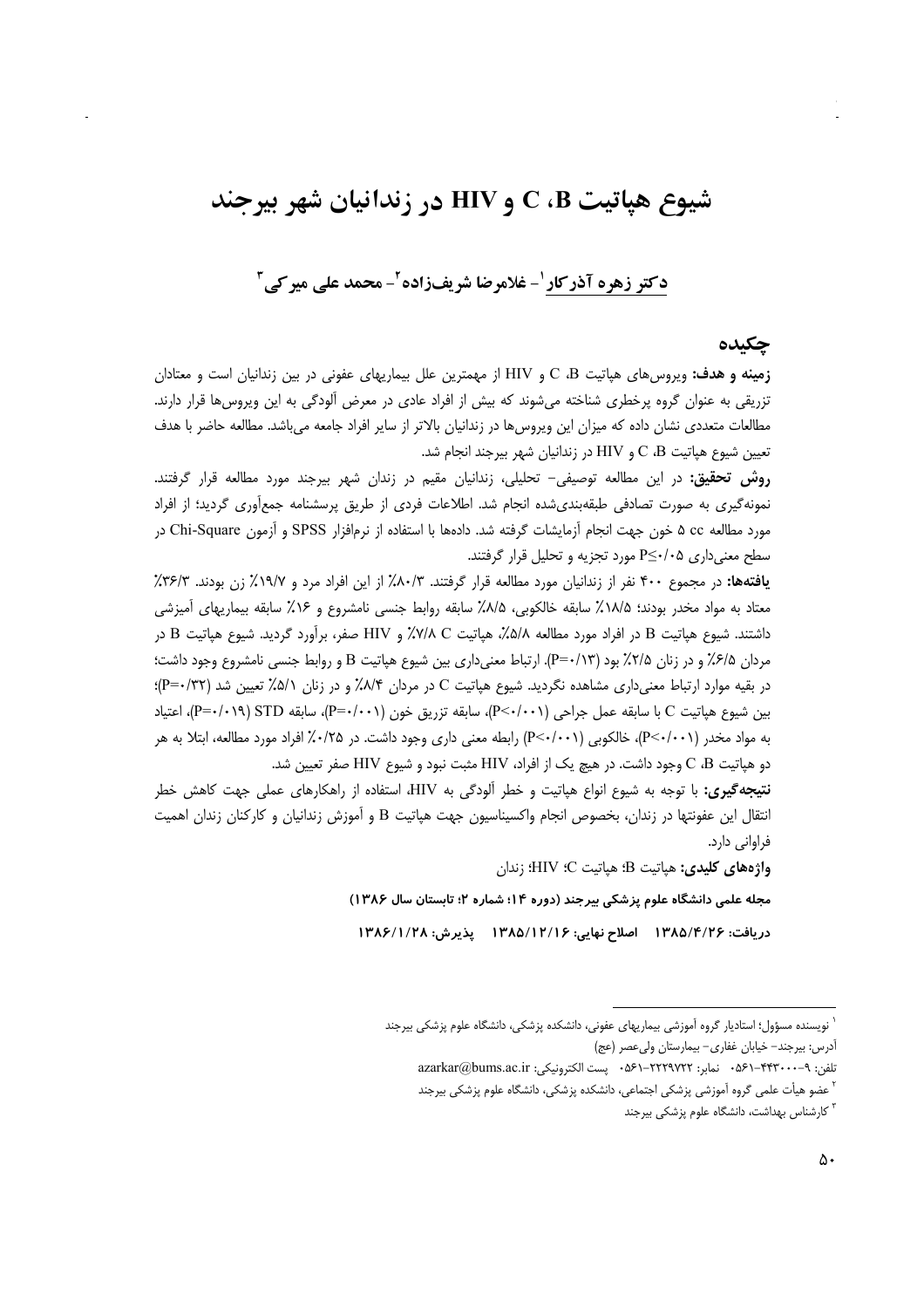# شیوع هپاتیت C ،B و HIV در زندانیان شهر بیرجند

## دکتر زهره آذرکار[1]- غلامرضا شریف‌زاده[2]- محمد علی میرکی[3]

## چکیده

**زمینه و هدف:** ویروس‌های هپاتیت C ،B و HIV از مهمترین علل بیماریهای عفونی در بین زندانیان است و معتادان تزریقی به عنوان گروه پرخطری شناخته می‌شوند که بیش از افراد عادی در معرض آلودگی به این ویروس‌ها قرار دارند. مطالعات متعددی نشان داده که میزان این ویروس‌ها در زندانیان بالاتر از سایر افراد جامعه می‌باشد. مطالعه حاضر با هدف تعیین شیوع هپاتیت C ،B و HIV در زندانیان شهر بیرجند انجام شد.

**روش تحقیق:** در این مطالعه توصیفی- تحلیلی، زندانیان مقیم در زندان شهر بیرجند مورد مطالعه قرار گرفتند. نمونه‌گیری به صورت تصادفی طبقه‌بندی‌شده انجام شد. اطلاعات فردی از طریق پرسشنامه جمع‌آوری گردید؛ از افراد مورد مطالعه cc ۵ خون جهت انجام آزمایشات گرفته شد. داده‌ها با استفاده از نرم‌افزار SPSS و آزمون Chi-Square در سطح معنی‌داری P≤۰/۰۵ مورد تجزیه و تحلیل قرار گرفتند.

**یافته‌ها:** در مجموع ۴۰۰ نفر از زندانیان مورد مطالعه قرار گرفتند. ۸۰/۳٪ از این افراد مرد و ۱۹/۷٪ زن بودند. ۳۶/۳٪ معتاد به مواد مخدر بودند؛ ۱۸/۵٪ سابقه خالکوبی، ۸/۵٪ سابقه روابط جنسی نامشروع و ۱۶٪ سابقه بیماریهای آمیزشی داشتند. شیوع هپاتیت B در افراد مورد مطالعه ۵/۸٪، هپاتیت C ۷/۸٪ و HIV صفر، برآورد گردید. شیوع هپاتیت B در مردان ۶/۵٪ و در زنان ۲/۵٪ بود (P=۰/۱۳). ارتباط معنی‌داری بین شیوع هپاتیت B و روابط جنسی نامشروع وجود داشت؛ در بقیه موارد ارتباط معنی‌داری مشاهده نگردید. شیوع هپاتیت C در مردان ۸/۴٪ و در زنان ۵/۱٪ تعیین شد (P=۰/۳۲)؛ بین شیوع هپاتیت C با سابقه عمل جراحی (P<۰/۰۰۱)، سابقه تزریق خون (P=۰/۰۰۱)، سابقه STD (P=۰/۰۱۹)، اعتیاد به مواد مخدر (P<۰/۰۰۱)، خالکوبی (P<۰/۰۰۱) رابطه معنی داری وجود داشت. در ۰/۲۵٪ افراد مورد مطالعه، ابتلا به هر دو هپاتیت C ،B وجود داشت. در هیچ یک از افراد، HIV مثبت نبود و شیوع HIV صفر تعیین شد.

**نتیجه‌گیری:** با توجه به شیوع انواع هپاتیت و خطر آلودگی به HIV، استفاده از راهکارهای عملی جهت کاهش خطر انتقال این عفونتها در زندان، بخصوص انجام واکسیناسیون جهت هپاتیت B و آموزش زندانیان و کارکنان زندان اهمیت فراوانی دارد.

**واژه‌های کلیدی:** هپاتیت B؛ هپاتیت C؛ HIV؛ زندان

**مجله علمی دانشگاه علوم پزشکی بیرجند (دوره ۱۴؛ شماره ۲؛ تابستان سال ۱۳۸۶)**

**دریافت: ۱۳۸۵/۴/۲۶ اصلاح نهایی: ۱۳۸۵/۱۲/۱۶ پذیرش: ۱۳۸۶/۱/۲۸**

---

[1] نویسنده مسؤول؛ استادیار گروه آموزشی بیماریهای عفونی، دانشکده پزشکی، دانشگاه علوم پزشکی بیرجند
آدرس: بیرجند- خیابان غفاری- بیمارستان ولی‌عصر (عج)
تلفن: ۹-۴۴۳۰۰۰-۰۵۶۱ نمابر: ۲۲۲۹۷۲۲-۰۵۶۱ پست الکترونیکی: azarkar@bums.ac.ir

[2] عضو هیأت علمی گروه آموزشی پزشکی اجتماعی، دانشکده پزشکی، دانشگاه علوم پزشکی بیرجند

[3] کارشناس بهداشت، دانشگاه علوم پزشکی بیرجند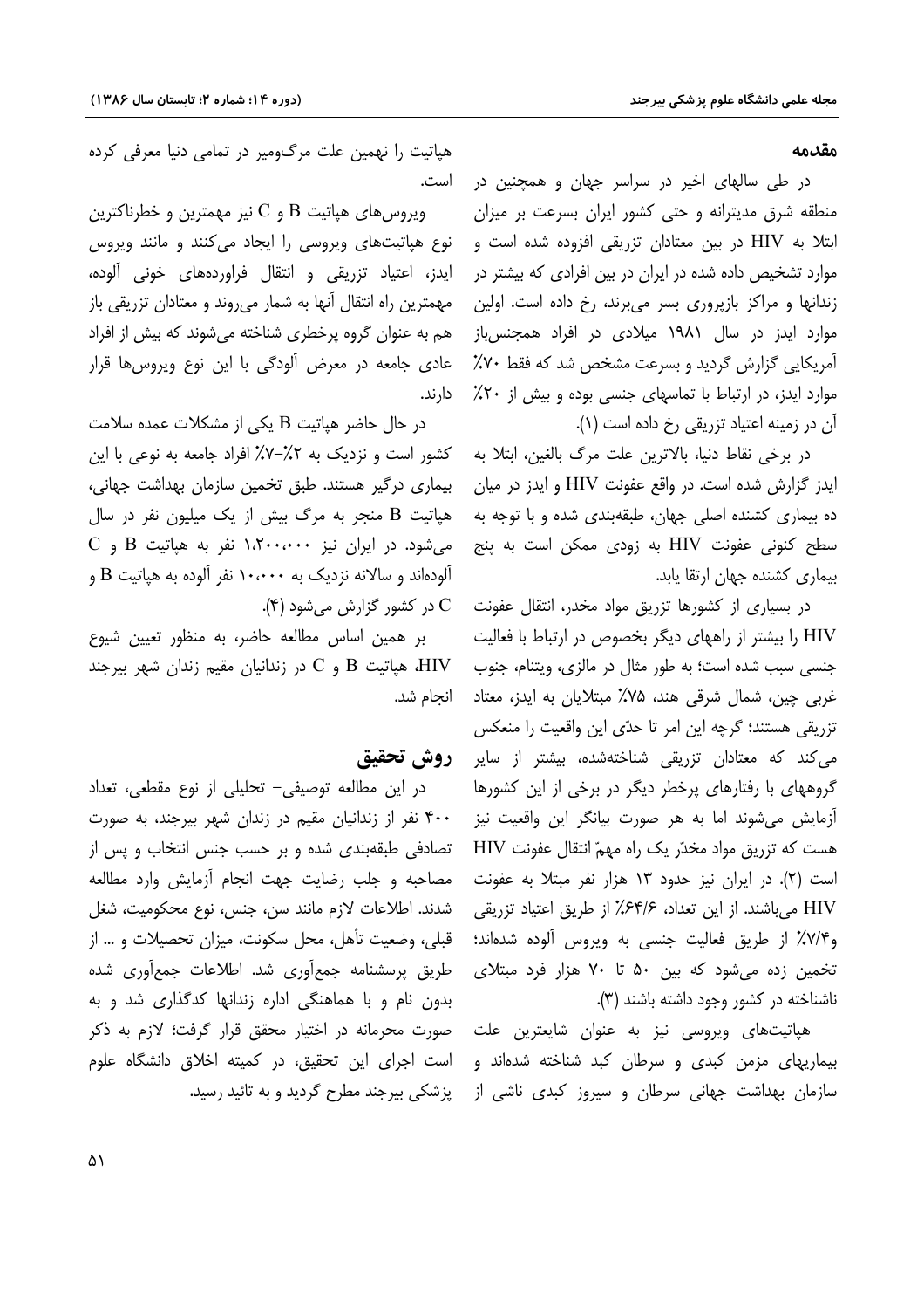## مقدمه

در طی سالهای اخیر در سراسر جهان و همچنین در منطقه شرق مدیترانه و حتی کشور ایران بسرعت بر میزان ابتلا به HIV در بین معتادان تزریقی افزوده شده است و موارد تشخیص داده شده در ایران در بین افرادی که بیشتر در زندانها و مراکز بازپروری بسر می‌برند، رخ داده است. اولین موارد ایدز در سال ۱۹۸۱ میلادی در افراد همجنس‌باز آمریکایی گزارش گردید و بسرعت مشخص شد که فقط ۷۰٪ موارد ایدز، در ارتباط با تماسهای جنسی بوده و بیش از ۲۰٪ آن در زمینه اعتیاد تزریقی رخ داده است (۱).

در برخی نقاط دنیا، بالاترین علت مرگ بالغین، ابتلا به ایدز گزارش شده است. در واقع عفونت HIV و ایدز در میان ده بیماری کشنده اصلی جهان، طبقه‌بندی شده و با توجه به سطح کنونی عفونت HIV به زودی ممکن است به پنج بیماری کشنده جهان ارتقا یابد.

در بسیاری از کشورها تزریق مواد مخدر، انتقال عفونت HIV را بیشتر از راههای دیگر بخصوص در ارتباط با فعالیت جنسی سبب شده است؛ به طور مثال در مالزی، ویتنام، جنوب غربی چین، شمال شرقی هند، ۷۵٪ مبتلایان به ایدز، معتاد تزریقی هستند؛ گرچه این امر تا حدّی این واقعیت را منعکس می‌کند که معتادان تزریقی شناخته‌شده، بیشتر از سایر گروههای با رفتارهای پرخطر دیگر در برخی از این کشورها آزمایش می‌شوند اما به هر صورت بیانگر این واقعیت نیز هست که تزریق مواد مخدّر یک راه مهمّ انتقال عفونت HIV است (۲). در ایران نیز حدود ۱۳ هزار نفر مبتلا به عفونت HIV می‌باشند. از این تعداد، ۶۴/۶٪ از طریق اعتیاد تزریقی و۷/۴٪ از طریق فعالیت جنسی به ویروس آلوده شده‌اند؛ تخمین زده می‌شود که بین ۵۰ تا ۷۰ هزار فرد مبتلای ناشناخته در کشور وجود داشته باشند (۳).

هپاتیت‌های ویروسی نیز به عنوان شایعترین علت بیماریهای مزمن کبدی و سرطان کبد شناخته شده‌اند و سازمان بهداشت جهانی سرطان و سیروز کبدی ناشی از هپاتیت را نهمین علت مرگ‌ومیر در تمامی دنیا معرفی کرده است.

ویروس‌های هپاتیت B و C نیز مهمترین و خطرناکترین نوع هپاتیت‌های ویروسی را ایجاد می‌کنند و مانند ویروس ایدز، اعتیاد تزریقی و انتقال فراورده‌های خونی آلوده، مهمترین راه انتقال آنها به شمار می‌روند و معتادان تزریقی باز هم به عنوان گروه پرخطری شناخته می‌شوند که بیش از افراد عادی جامعه در معرض آلودگی با این نوع ویروس‌ها قرار دارند.

در حال حاضر هپاتیت B یکی از مشکلات عمده سلامت کشور است و نزدیک به ۲٪-۷٪ افراد جامعه به نوعی با این بیماری درگیر هستند. طبق تخمین سازمان بهداشت جهانی، هپاتیت B منجر به مرگ بیش از یک میلیون نفر در سال می‌شود. در ایران نیز ۱،۲۰۰،۰۰۰ نفر به هپاتیت B و C آلوده‌اند و سالانه نزدیک به ۱۰،۰۰۰ نفر آلوده به هپاتیت B و C در کشور گزارش می‌شود (۴).

بر همین اساس مطالعه حاضر، به منظور تعیین شیوع HIV، هپاتیت B و C در زندانیان مقیم زندان شهر بیرجند انجام شد.

## روش تحقیق

در این مطالعه توصیفی- تحلیلی از نوع مقطعی، تعداد ۴۰۰ نفر از زندانیان مقیم در زندان شهر بیرجند، به صورت تصادفی طبقه‌بندی شده و بر حسب جنس انتخاب و پس از مصاحبه و جلب رضایت جهت انجام آزمایش وارد مطالعه شدند. اطلاعات لازم مانند سن، جنس، نوع محکومیت، شغل قبلی، وضعیت تأهل، محل سکونت، میزان تحصیلات و ... از طریق پرسشنامه جمع‌آوری شد. اطلاعات جمع‌آوری شده بدون نام و با هماهنگی اداره زندانها کدگذاری شد و به صورت محرمانه در اختیار محقق قرار گرفت؛ لازم به ذکر است اجرای این تحقیق، در کمیته اخلاق دانشگاه علوم پزشکی بیرجند مطرح گردید و به تائید رسید.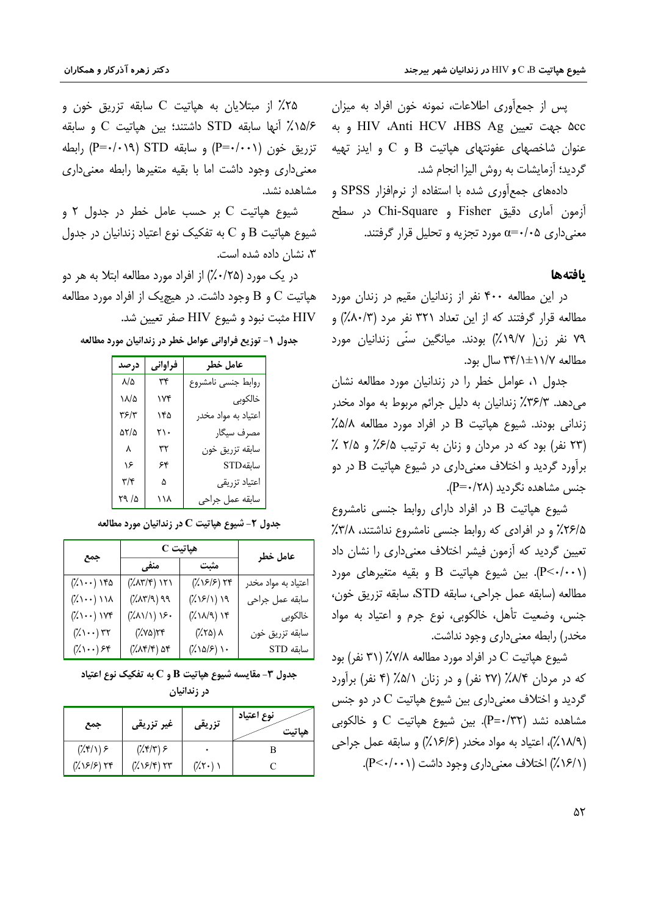پس از جمع‌آوری اطلاعات، نمونه خون افراد به میزان ۵cc جهت تعیین HBS Ag، Anti HCV، HIV و به عنوان شاخصهای عفونتهای هپاتیت B و C و ایدز تهیه گردید؛ آزمایشات به روش الیزا انجام شد.

داده‌های جمع‌آوری شده با استفاده از نرم‌افزار SPSS و آزمون آماری دقیق Fisher و Chi-Square در سطح معنی‌داری α=۰/۰۵ مورد تجزیه و تحلیل قرار گرفتند.

## یافته‌ها

در این مطالعه ۴۰۰ نفر از زندانیان مقیم در زندان مورد مطالعه قرار گرفتند که از این تعداد ۳۲۱ نفر مرد (۸۰/۳٪) و ۷۹ نفر زن( ۱۹/۷٪) بودند. میانگین سنّی زندانیان مورد مطالعه ۱۱/۷±۳۴/۱ سال بود.

جدول ۱، عوامل خطر را در زندانیان مورد مطالعه نشان می‌دهد. ۳۶/۳٪ زندانیان به دلیل جرائم مربوط به مواد مخدر زندانی بودند. شیوع هپاتیت B در افراد مورد مطالعه ۵/۸٪ (۲۳ نفر) بود که در مردان و زنان به ترتیب ۶/۵٪ و ۲/۵ ٪ برآورد گردید و اختلاف معنی‌داری در شیوع هپاتیت B در دو جنس مشاهده نگردید (P=۰/۲۸).

شیوع هپاتیت B در افراد دارای روابط جنسی نامشروع ۲۶/۵٪ و در افرادی که روابط جنسی نامشروع نداشتند، ۳/۸٪ تعیین گردید که آزمون فیشر اختلاف معنی‌داری را نشان داد (P<۰/۰۰۱). بین شیوع هپاتیت B و بقیه متغیرهای مورد مطالعه (سابقه عمل جراحی، سابقه STD، سابقه تزریق خون، جنس، وضعیت تأهل، خالکوبی، نوع جرم و اعتیاد به مواد مخدر) رابطه معنی‌داری وجود نداشت.

شیوع هپاتیت C در افراد مورد مطالعه ۷/۸٪ (۳۱ نفر) بود که در مردان ۸/۴٪ (۲۷ نفر) و در زنان ۵/۱٪ (۴ نفر) برآورد گردید و اختلاف معنی‌داری بین شیوع هپاتیت C در دو جنس مشاهده نشد (P=۰/۳۲). بین شیوع هپاتیت C و خالکوبی (۱۸/۹٪)، اعتیاد به مواد مخدر (۱۶/۶٪) و سابقه عمل جراحی (۱۶/۱٪) اختلاف معنی‌داری وجود داشت (P<۰/۰۰۱).

۲۵٪ از مبتلایان به هپاتیت C سابقه تزریق خون و ۱۵/۶٪ آنها سابقه STD داشتند؛ بین هپاتیت C و سابقه تزریق خون (P=۰/۰۰۱) و سابقه STD (P=۰/۰۱۹) رابطه معنی‌داری وجود داشت اما با بقیه متغیرها رابطه معنی‌داری مشاهده نشد.

شیوع هپاتیت C بر حسب عامل خطر در جدول ۲ و شیوع هپاتیت B و C به تفکیک نوع اعتیاد زندانیان در جدول ۳، نشان داده شده است.

در یک مورد (۰/۲۵٪) از افراد مورد مطالعه ابتلا به هر دو هپاتیت C و B وجود داشت. در هیچ‌یک از افراد مورد مطالعه HIV مثبت نبود و شیوع HIV صفر تعیین شد.

**جدول ۱- توزیع فراوانی عوامل خطر در زندانیان مورد مطالعه**

| عامل خطر | فراوانی | درصد |
|---|---|---|
| روابط جنسی نامشروع | ۳۴ | ۸/۵ |
| خالکوبی | ۱۷۴ | ۱۸/۵ |
| اعتیاد به مواد مخدر | ۱۴۵ | ۳۶/۳ |
| مصرف سیگار | ۲۱۰ | ۵۲/۵ |
| سابقه تزریق خون | ۳۲ | ۸ |
| سابقهSTD | ۶۴ | ۱۶ |
| اعتیاد تزریقی | ۵ | ۳/۴ |
| سابقه عمل جراحی | ۱۱۸ | ۲۹/۵ |

**جدول ۲- شیوع هپاتیت C در زندانیان مورد مطالعه**

| عامل خطر | هپاتیت C | | جمع |
|---|---|---|---|
| | مثبت | منفی | |
| اعتیاد به مواد مخدر | ۲۴ (۱۶/۶٪) | ۱۲۱ (۸۳/۴٪) | ۱۴۵ (۱۰۰٪) |
| سابقه عمل جراحی | ۱۹ (۱۶/۱٪) | ۹۹ (۸۳/۹٪) | ۱۱۸ (۱۰۰٪) |
| خالکوبی | ۱۴ (۱۸/۹٪) | ۱۶۰ (۸۱/۱٪) | ۱۷۴ (۱۰۰٪) |
| سابقه تزریق خون | ۸ (۲۵٪) | ۲۴(۷۵٪) | ۳۲ (۱۰۰٪) |
| سابقه STD | ۱۰ (۱۵/۶٪) | ۵۴ (۸۴/۴٪) | ۶۴ (۱۰۰٪) |

**جدول ۳- مقایسه شیوع هپاتیت B و C به تفکیک نوع اعتیاد در زندانیان**

| هپاتیت / نوع اعتیاد | تزریقی | غیر تزریقی | جمع |
|---|---|---|---|
| B | ۰ | ۶ (۴/۳٪) | ۶ (۴/۱٪) |
| C | ۱ (۲۰٪) | ۲۳ (۱۶/۴٪) | ۲۴ (۱۶/۶٪) |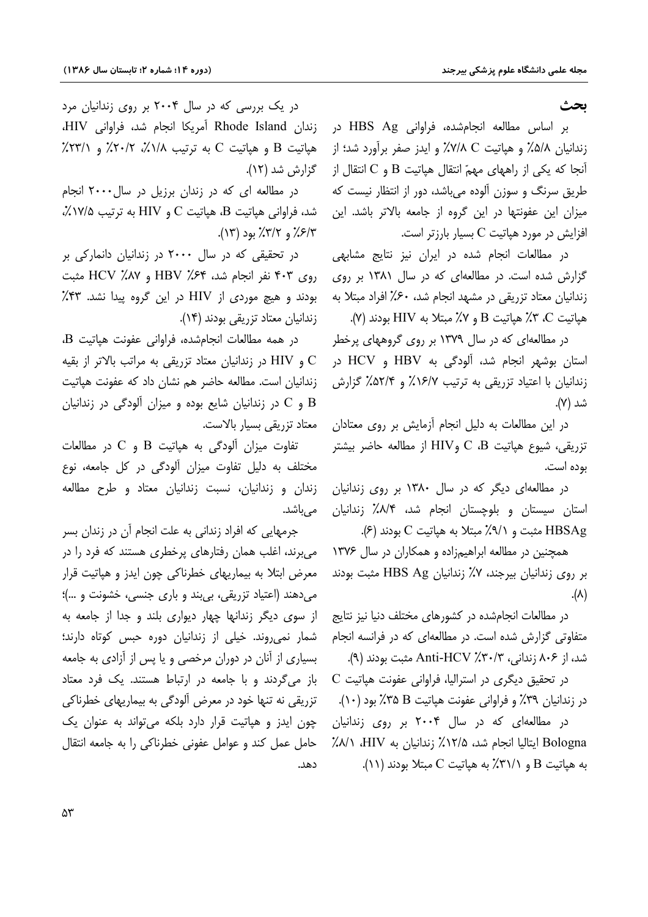## بحث

بر اساس مطالعه انجام‌شده، فراوانی HBS Ag در زندانیان ۵/۸٪ و هپاتیت C ۷/۸٪ و ایدز صفر برآورد شد؛ از آنجا که یکی از راههای مهمّ انتقال هپاتیت B و C انتقال از طریق سرنگ و سوزن آلوده می‌باشد، دور از انتظار نیست که میزان این عفونتها در این گروه از جامعه بالاتر باشد. این افزایش در مورد هپاتیت C بسیار بارزتر است.

در مطالعات انجام شده در ایران نیز نتایج مشابهی گزارش شده است. در مطالعه‌ای که در سال ۱۳۸۱ بر روی زندانیان معتاد تزریقی در مشهد انجام شد، ۶۰٪ افراد مبتلا به هپاتیت C، ۳٪ هپاتیت B و ۷٪ مبتلا به HIV بودند (۷).

در مطالعه‌ای که در سال ۱۳۷۹ بر روی گروههای پرخطر استان بوشهر انجام شد، آلودگی به HBV و HCV در زندانیان با اعتیاد تزریقی به ترتیب ۱۶/۷٪ و ۵۲/۴٪ گزارش شد (۷).

در این مطالعات به دلیل انجام آزمایش بر روی معتادان تزریقی، شیوع هپاتیت B، C وHIV از مطالعه حاضر بیشتر بوده است.

در مطالعه‌ای دیگر که در سال ۱۳۸۰ بر روی زندانیان استان سیستان و بلوچستان انجام شد، ۸/۴٪ زندانیان HBSAg مثبت و ۹/۱٪ مبتلا به هپاتیت C بودند (۶).

همچنین در مطالعه ابراهیم‌زاده و همکاران در سال ۱۳۷۶ بر روی زندانیان بیرجند، ۷٪ زندانیان HBS Ag مثبت بودند (۸).

در مطالعات انجام‌شده در کشورهای مختلف دنیا نیز نتایج متفاوتی گزارش شده است. در مطالعه‌ای که در فرانسه انجام شد، از ۸۰۶ زندانی، ۳۰/۳٪ Anti-HCV مثبت بودند (۹).

در تحقیق دیگری در استرالیا، فراوانی عفونت هپاتیت C در زندانیان ۳۹٪ و فراوانی عفونت هپاتیت B ۳۵٪ بود (۱۰).

در مطالعه‌ای که در سال ۲۰۰۴ بر روی زندانیان Bologna ایتالیا انجام شد، ۱۲/۵٪ زندانیان به HIV، ۸/۱٪ به هپاتیت B و ۳۱/۱٪ به هپاتیت C مبتلا بودند (۱۱).

در یک بررسی که در سال ۲۰۰۴ بر روی زندانیان مرد زندان Rhode Island آمریکا انجام شد، فراوانی HIV، هپاتیت B و هپاتیت C به ترتیب ۱/۸٪، ۲۰/۲٪ و ۲۳/۱٪ گزارش شد (۱۲).

در مطالعه ای که در زندان برزیل در سال ۲۰۰۰ انجام شد، فراوانی هپاتیت B، هپاتیت C و HIV به ترتیب ۱۷/۵٪، ۶/۳٪ و ۳/۲٪ بود (۱۳).

در تحقیقی که در سال ۲۰۰۰ در زندانیان دانمارکی بر روی ۴۰۳ نفر انجام شد، ۶۴٪ HBV و ۸۷٪ HCV مثبت بودند و هیچ موردی از HIV در این گروه پیدا نشد. ۴۳٪ زندانیان معتاد تزریقی بودند (۱۴).

در همه مطالعات انجام‌شده، فراوانی عفونت هپاتیت B، C و HIV در زندانیان معتاد تزریقی به مراتب بالاتر از بقیه زندانیان است. مطالعه حاضر هم نشان داد که عفونت هپاتیت B و C در زندانیان شایع بوده و میزان آلودگی در زندانیان معتاد تزریقی بسیار بالاست.

تفاوت میزان آلودگی به هپاتیت B و C در مطالعات مختلف به دلیل تفاوت میزان آلودگی در کل جامعه، نوع زندان و زندانیان، نسبت زندانیان معتاد و طرح مطالعه می‌باشد.

جرمهایی که افراد زندانی به علت انجام آن در زندان بسر می‌برند، اغلب همان رفتارهای پرخطری هستند که فرد را در معرض ابتلا به بیماریهای خطرناکی چون ایدز و هپاتیت قرار می‌دهند (اعتیاد تزریقی، بی‌بند و باری جنسی، خشونت و ...)؛ از سوی دیگر زندانها چهار دیواری بلند و جدا از جامعه به شمار نمی‌روند. خیلی از زندانیان دوره حبس کوتاه دارند؛ بسیاری از آنان در دوران مرخصی و یا پس از آزادی به جامعه باز می‌گردند و با جامعه در ارتباط هستند. یک فرد معتاد تزریقی نه تنها خود در معرض آلودگی به بیماریهای خطرناکی چون ایدز و هپاتیت قرار دارد بلکه می‌تواند به عنوان یک حامل عمل کند و عوامل عفونی خطرناکی را به جامعه انتقال دهد.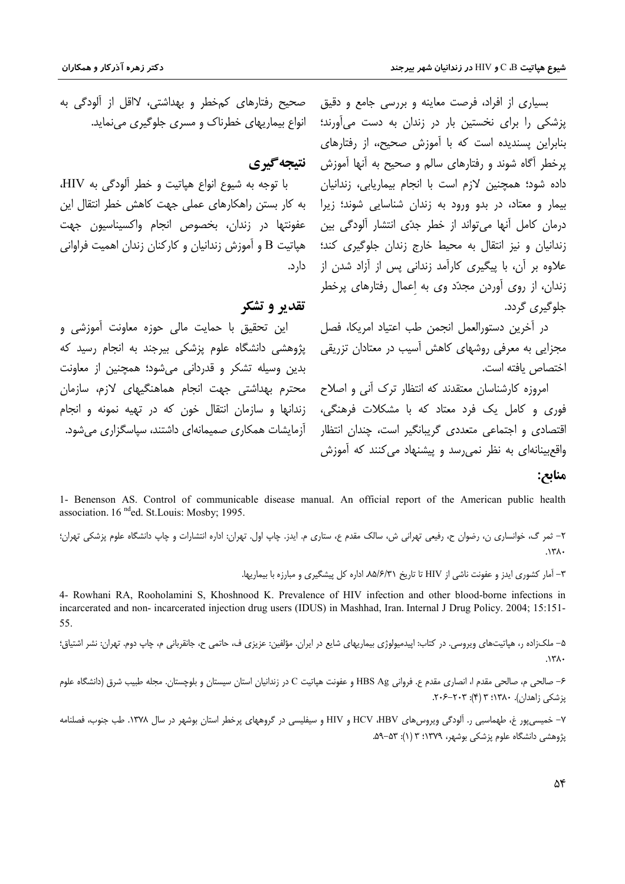بسیاری از افراد، فرصت معاینه و بررسی جامع و دقیق پزشکی را برای نخستین بار در زندان به دست می‌آورند؛ بنابراین پسندیده است که با آموزش صحیح، از رفتارهای پرخطر آگاه شوند و رفتارهای سالم و صحیح به آنها آموزش داده شود؛ همچنین لازم است با انجام بیماریابی، زندانیان بیمار و معتاد، در بدو ورود به زندان شناسایی شوند؛ زیرا درمان کامل آنها می‌تواند از خطر جدّی انتشار آلودگی بین زندانیان و نیز انتقال به محیط خارج زندان جلوگیری کند؛ علاوه بر آن، با پیگیری کارآمد زندانی پس از آزاد شدن از زندان، از روی آوردن مجدّد وی به اِعمال رفتارهای پرخطر جلوگیری گردد.

در آخرین دستورالعمل انجمن طب اعتیاد امریکا، فصل مجزایی به معرفی روشهای کاهش آسیب در معتادان تزریقی اختصاص یافته است.

امروزه کارشناسان معتقدند که انتظار ترک آنی و اصلاح فوری و کامل یک فرد معتاد که با مشکلات فرهنگی، اقتصادی و اجتماعی متعددی گریبانگیر است، چندان انتظار واقع‌بینانه‌ای به نظر نمی‌رسد و پیشنهاد می‌کنند که آموزش صحیح رفتارهای کم‌خطر و بهداشتی، لااقل از آلودگی به انواع بیماریهای خطرناک و مسری جلوگیری می‌نماید.

## نتیجه‌گیری

با توجه به شیوع انواع هپاتیت و خطر آلودگی به HIV، به کار بستن راهکارهای عملی جهت کاهش خطر انتقال این عفونتها در زندان، بخصوص انجام واکسیناسیون جهت هپاتیت B و آموزش زندانیان و کارکنان زندان اهمیت فراوانی دارد.

## تقدیر و تشکر

این تحقیق با حمایت مالی حوزه معاونت آموزشی و پژوهشی دانشگاه علوم پزشکی بیرجند به انجام رسید که بدین وسیله تشکر و قدردانی می‌شود؛ همچنین از معاونت محترم بهداشتی جهت انجام هماهنگیهای لازم، سازمان زندانها و سازمان انتقال خون که در تهیه نمونه و انجام آزمایشات همکاری صمیمانه‌ای داشتند، سپاسگزاری می‌شود.

## منابع:

1- Benenson AS. Control of communicable disease manual. An official report of the American public health association. 16 [nd]ed. St.Louis: Mosby; 1995.

۲- ثمر گ، خوانساری ن، رضوان ح، رفیعی تهرانی ش، سالک مقدم ع، ستاری م. ایدز. چاپ اول. تهران: اداره انتشارات و چاپ دانشگاه علوم پزشکی تهران؛ ۱۳۸۰.

۳- آمار کشوری ایدز و عفونت ناشی از HIV تا تاریخ ۸۵/۶/۳۱ اداره کل پیشگیری و مبارزه با بیماریها.

4- Rowhani RA, Rooholamini S, Khoshnood K. Prevalence of HIV infection and other blood-borne infections in incarcerated and non- incarcerated injection drug users (IDUS) in Mashhad, Iran. Internal J Drug Policy. 2004; 15:151-55.

۵- ملک‌زاده ر، هپاتیت‌های ویروسی. در کتاب: اپیدمیولوژی بیماریهای شایع در ایران. مؤلفین: عزیزی ف، حاتمی ح، جانقربانی م، چاپ دوم. تهران: نشر اشتیاق؛ ۱۳۸۰.

۶- صالحی م، صالحی مقدم ا، انصاری مقدم ع. فروانی HBS Ag و عفونت هپاتیت C در زندانیان استان سیستان و بلوچستان. مجله طبیب شرق (دانشگاه علوم پزشکی زاهدان). ۱۳۸۰؛ ۳ (۴): ۲۰۳-۲۰۶.

۷- خمیسی‌پور غ، طهماسبی ر. آلودگی ویروس‌های HCV ،HBV و HIV و سیفلیسی در گروههای پرخطر استان بوشهر در سال ۱۳۷۸. طب جنوب، فصلنامه پژوهشی دانشگاه علوم پزشکی بوشهر، ۱۳۷۹؛ ۳ (۱): ۵۳-۵۹.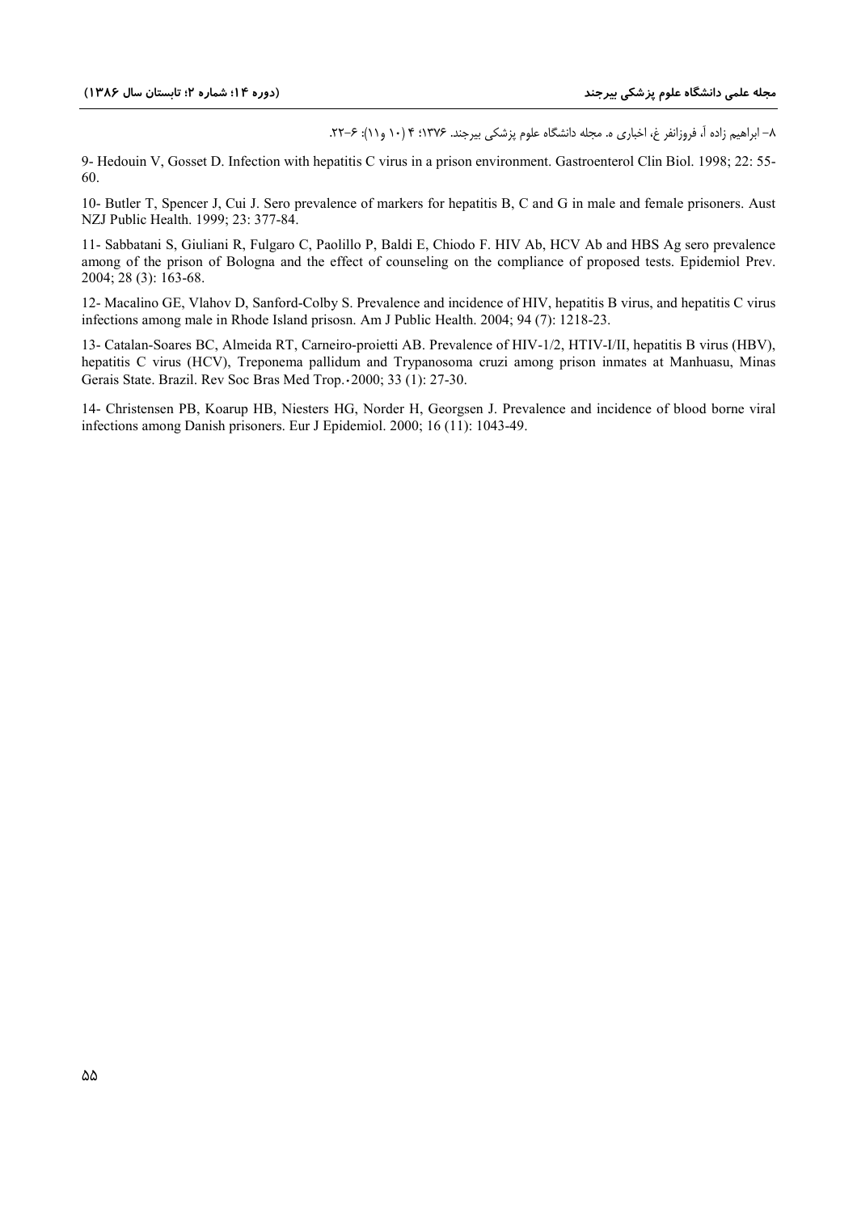۸– ابراهیم زاده آ، فروزانفر غ، اخباری ه. مجله دانشگاه علوم پزشکی بیرجند. ۱۳۷۶؛ ۴ (۱۰ و۱۱): ۶–۲۲.

9- Hedouin V, Gosset D. Infection with hepatitis C virus in a prison environment. Gastroenterol Clin Biol. 1998; 22: 55-60.

10- Butler T, Spencer J, Cui J. Sero prevalence of markers for hepatitis B, C and G in male and female prisoners. Aust NZJ Public Health. 1999; 23: 377-84.

11- Sabbatani S, Giuliani R, Fulgaro C, Paolillo P, Baldi E, Chiodo F. HIV Ab, HCV Ab and HBS Ag sero prevalence among of the prison of Bologna and the effect of counseling on the compliance of proposed tests. Epidemiol Prev. 2004; 28 (3): 163-68.

12- Macalino GE, Vlahov D, Sanford-Colby S. Prevalence and incidence of HIV, hepatitis B virus, and hepatitis C virus infections among male in Rhode Island prisosn. Am J Public Health. 2004; 94 (7): 1218-23.

13- Catalan-Soares BC, Almeida RT, Carneiro-proietti AB. Prevalence of HIV-1/2, HTIV-I/II, hepatitis B virus (HBV), hepatitis C virus (HCV), Treponema pallidum and Trypanosoma cruzi among prison inmates at Manhuasu, Minas Gerais State. Brazil. Rev Soc Bras Med Trop.٠2000; 33 (1): 27-30.

14- Christensen PB, Koarup HB, Niesters HG, Norder H, Georgsen J. Prevalence and incidence of blood borne viral infections among Danish prisoners. Eur J Epidemiol. 2000; 16 (11): 1043-49.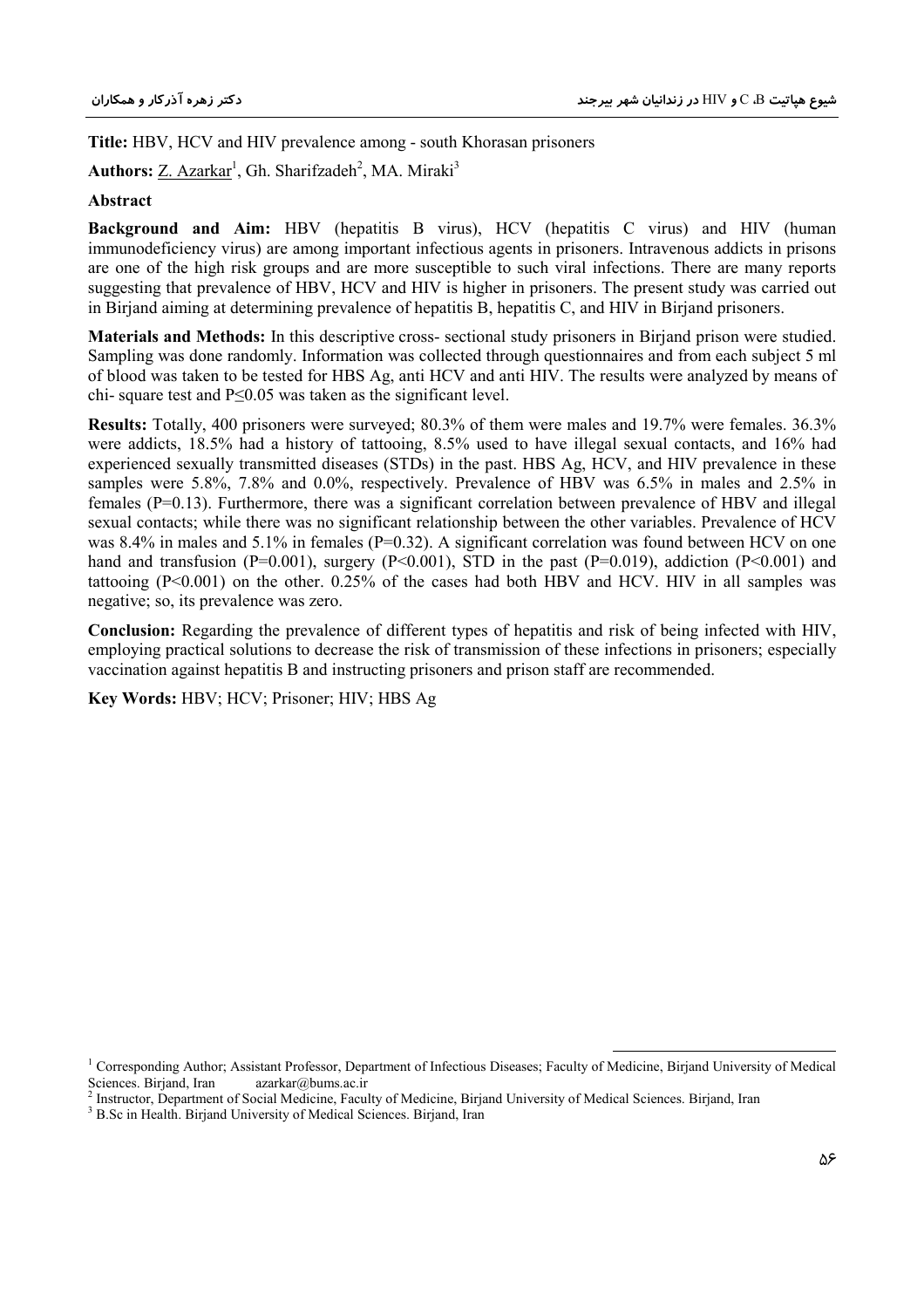**Title:** HBV, HCV and HIV prevalence among - south Khorasan prisoners

**Authors:** Z. Azarkar[1], Gh. Sharifzadeh[2], MA. Miraki[3]

**Abstract**

**Background and Aim:** HBV (hepatitis B virus), HCV (hepatitis C virus) and HIV (human immunodeficiency virus) are among important infectious agents in prisoners. Intravenous addicts in prisons are one of the high risk groups and are more susceptible to such viral infections. There are many reports suggesting that prevalence of HBV, HCV and HIV is higher in prisoners. The present study was carried out in Birjand aiming at determining prevalence of hepatitis B, hepatitis C, and HIV in Birjand prisoners.

**Materials and Methods:** In this descriptive cross- sectional study prisoners in Birjand prison were studied. Sampling was done randomly. Information was collected through questionnaires and from each subject 5 ml of blood was taken to be tested for HBS Ag, anti HCV and anti HIV. The results were analyzed by means of chi- square test and $P \leq 0.05$ was taken as the significant level.

**Results:** Totally, 400 prisoners were surveyed; 80.3% of them were males and 19.7% were females. 36.3% were addicts, 18.5% had a history of tattooing, 8.5% used to have illegal sexual contacts, and 16% had experienced sexually transmitted diseases (STDs) in the past. HBS Ag, HCV, and HIV prevalence in these samples were 5.8%, 7.8% and 0.0%, respectively. Prevalence of HBV was 6.5% in males and 2.5% in females ($P=0.13$). Furthermore, there was a significant correlation between prevalence of HBV and illegal sexual contacts; while there was no significant relationship between the other variables. Prevalence of HCV was 8.4% in males and 5.1% in females ($P=0.32$). A significant correlation was found between HCV on one hand and transfusion ($P=0.001$), surgery ($P<0.001$), STD in the past ($P=0.019$), addiction ($P<0.001$) and tattooing ($P<0.001$) on the other. 0.25% of the cases had both HBV and HCV. HIV in all samples was negative; so, its prevalence was zero.

**Conclusion:** Regarding the prevalence of different types of hepatitis and risk of being infected with HIV, employing practical solutions to decrease the risk of transmission of these infections in prisoners; especially vaccination against hepatitis B and instructing prisoners and prison staff are recommended.

**Key Words:** HBV; HCV; Prisoner; HIV; HBS Ag

---

[1] Corresponding Author; Assistant Professor, Department of Infectious Diseases; Faculty of Medicine, Birjand University of Medical Sciences. Birjand, Iran azarkar@bums.ac.ir

[2] Instructor, Department of Social Medicine, Faculty of Medicine, Birjand University of Medical Sciences. Birjand, Iran

[3] B.Sc in Health. Birjand University of Medical Sciences. Birjand, Iran